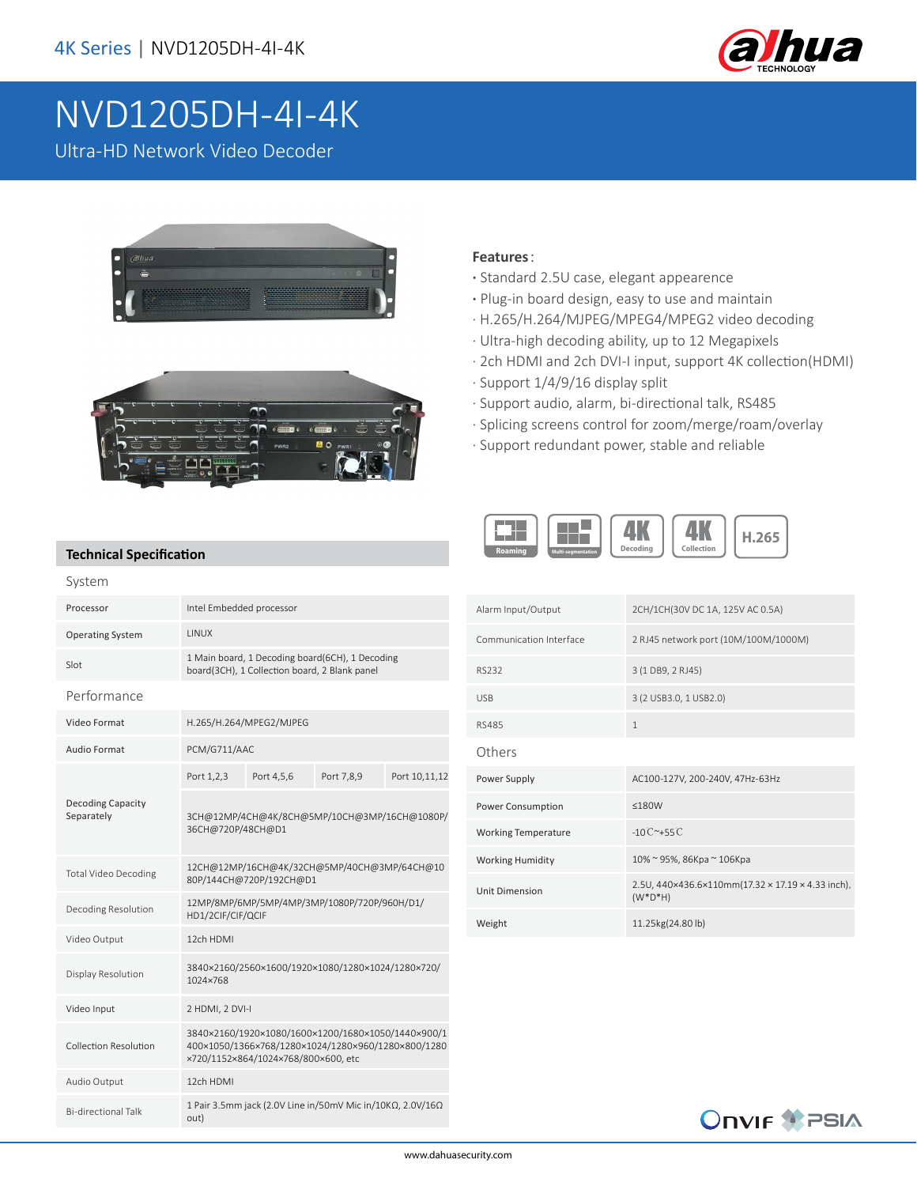4K Series | NVD1205DH-4I-4K

# NVD1205DH-4I-4K

Ultra-HD Network Video Decoder

**Features**:

- Standard 2.5U case, elegant appearence
- Plug-in board design, easy to use and maintain
- H.265/H.264/MJPEG/MPEG4/MPEG2 video decoding
- Ultra-high decoding ability, up to 12 Megapixels
- 2ch HDMI and 2ch DVI-I input, support 4K collection(HDMI)
- Support 1/4/9/16 display split
- Support audio, alarm, bi-directional talk, RS485
- Splicing screens control for zoom/merge/roam/overlay
- Support redundant power, stable and reliable

Roaming | Multi-segmentation | 4K Decoding | 4K Collection | H.265

## Technical Specification

### System

| | |
|---|---|
| Processor | Intel Embedded processor |
| Operating System | LINUX |
| Slot | 1 Main board, 1 Decoding board(6CH), 1 Decoding board(3CH), 1 Collection board, 2 Blank panel |

### Performance

| | | | | |
|---|---|---|---|---|
| Video Format | H.265/H.264/MPEG2/MJPEG | | | |
| Audio Format | PCM/G711/AAC | | | |
| Decoding Capacity Separately | Port 1,2,3 | Port 4,5,6 | Port 7,8,9 | Port 10,11,12 |
| | 3CH@12MP/4CH@4K/8CH@5MP/10CH@3MP/16CH@1080P/36CH@720P/48CH@D1 | | | |
| Total Video Decoding | 12CH@12MP/16CH@4K/32CH@5MP/40CH@3MP/64CH@1080P/144CH@720P/192CH@D1 | | | |
| Decoding Resolution | 12MP/8MP/6MP/5MP/4MP/3MP/1080P/720P/960H/D1/HD1/2CIF/CIF/QCIF | | | |
| Video Output | 12ch HDMI | | | |
| Display Resolution | 3840×2160/2560×1600/1920×1080/1280×1024/1280×720/1024×768 | | | |
| Video Input | 2 HDMI, 2 DVI-I | | | |
| Collection Resolution | 3840×2160/1920×1080/1600×1200/1680×1050/1440×900/1400×1050/1366×768/1280×1024/1280×960/1280×800/1280×720/1152×864/1024×768/800×600, etc | | | |
| Audio Output | 12ch HDMI | | | |
| Bi-directional Talk | 1 Pair 3.5mm jack (2.0V Line in/50mV Mic in/10KΩ, 2.0V/16Ω out) | | | |

| | |
|---|---|
| Alarm Input/Output | 2CH/1CH(30V DC 1A, 125V AC 0.5A) |
| Communication Interface | 2 RJ45 network port (10M/100M/1000M) |
| RS232 | 3 (1 DB9, 2 RJ45) |
| USB | 3 (2 USB3.0, 1 USB2.0) |
| RS485 | 1 |

### Others

| | |
|---|---|
| Power Supply | AC100-127V, 200-240V, 47Hz-63Hz |
| Power Consumption | ≤180W |
| Working Temperature | -10℃~+55℃ |
| Working Humidity | 10% ~ 95%, 86Kpa ~ 106Kpa |
| Unit Dimension | 2.5U, 440×436.6×110mm(17.32 × 17.19 × 4.33 inch), (W*D*H) |
| Weight | 11.25kg(24.80 lb) |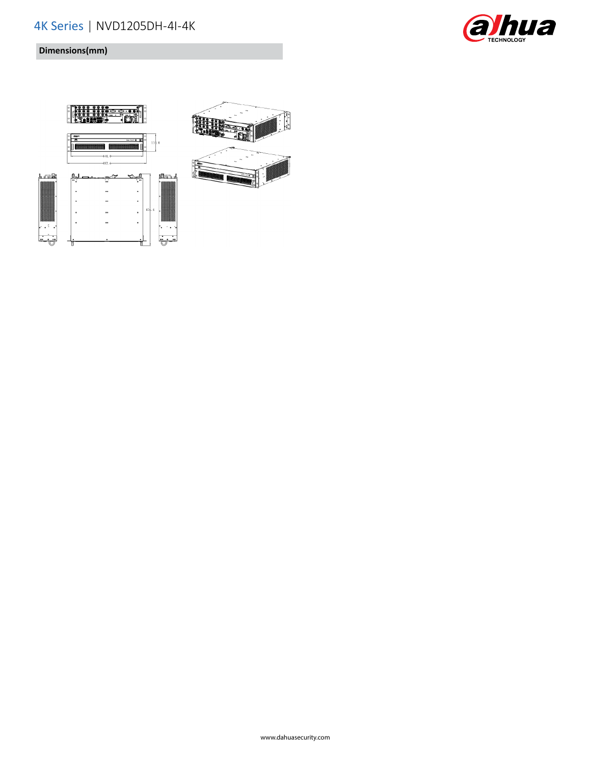## Dimensions(mm)

110.0

440.0

482.6

430.6